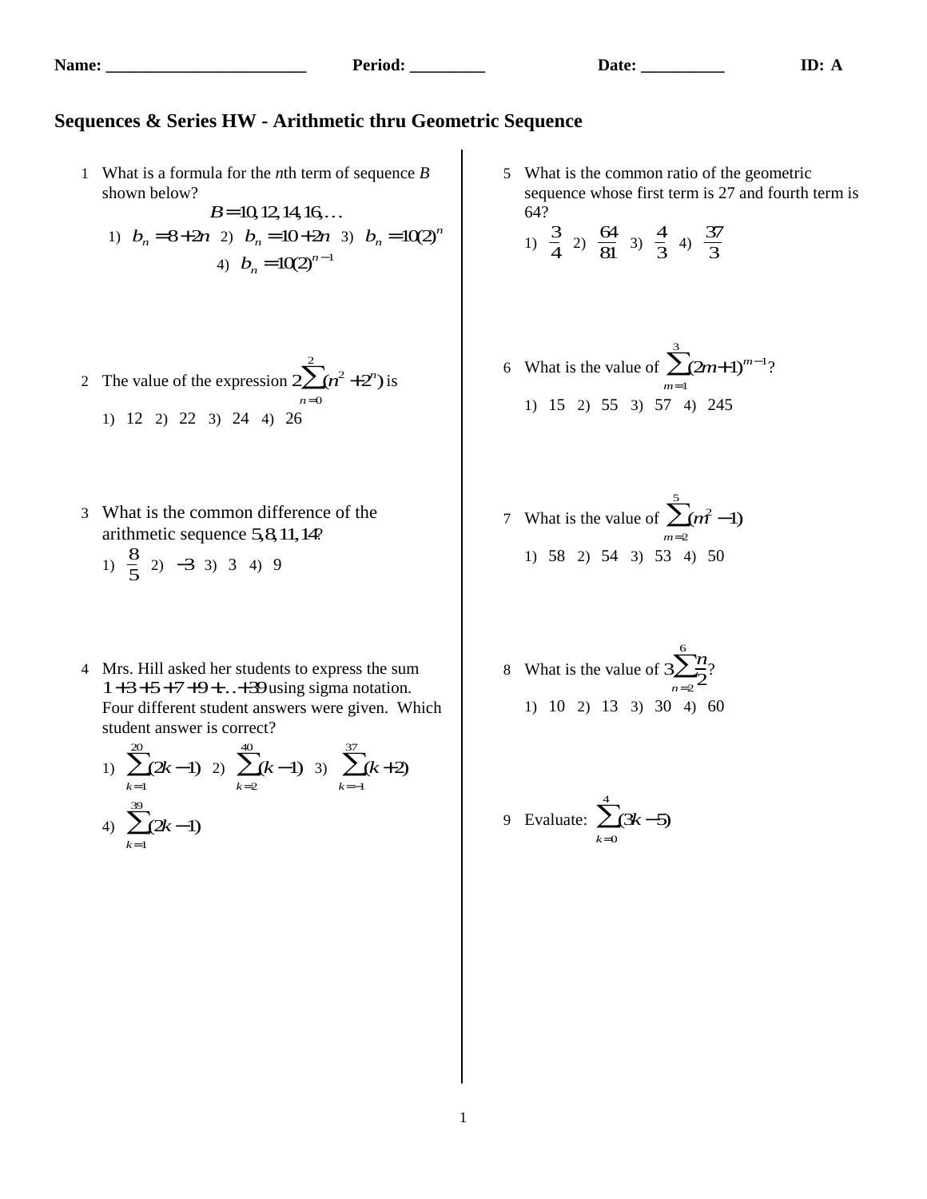**Name: ________________________ Period: _________ Date: __________ ID: A**

## Sequences & Series HW - Arithmetic thru Geometric Sequence

1. What is a formula for the *n*th term of sequence *B* shown below?

   $$B = 10, 12, 14, 16, \ldots$$

   1) $b_n = 8 + 2n$  2) $b_n = 10 + 2n$  3) $b_n = 10(2)^n$  4) $b_n = 10(2)^{n-1}$

2. The value of the expression $2\sum_{n=0}^{2}(n^2 + 2^n)$ is

   1) 12  2) 22  3) 24  4) 26

3. What is the common difference of the arithmetic sequence $5, 8, 11, 14$?

   1) $\frac{8}{5}$  2) $-3$  3) 3  4) 9

4. Mrs. Hill asked her students to express the sum $1 + 3 + 5 + 7 + 9 + \ldots + 39$ using sigma notation. Four different student answers were given. Which student answer is correct?

   1) $\sum_{k=1}^{20}(2k-1)$  2) $\sum_{k=2}^{40}(k-1)$  3) $\sum_{k=-1}^{37}(k+2)$  4) $\sum_{k=1}^{39}(2k-1)$

5. What is the common ratio of the geometric sequence whose first term is 27 and fourth term is 64?

   1) $\frac{3}{4}$  2) $\frac{64}{81}$  3) $\frac{4}{3}$  4) $\frac{37}{3}$

6. What is the value of $\sum_{m=1}^{3}(2m+1)^{m-1}$?

   1) 15  2) 55  3) 57  4) 245

7. What is the value of $\sum_{m=2}^{5}(m^2 - 1)$

   1) 58  2) 54  3) 53  4) 50

8. What is the value of $3\sum_{n=2}^{6}\frac{n}{2}$?

   1) 10  2) 13  3) 30  4) 60

9. Evaluate: $\sum_{k=0}^{4}(3k-5)$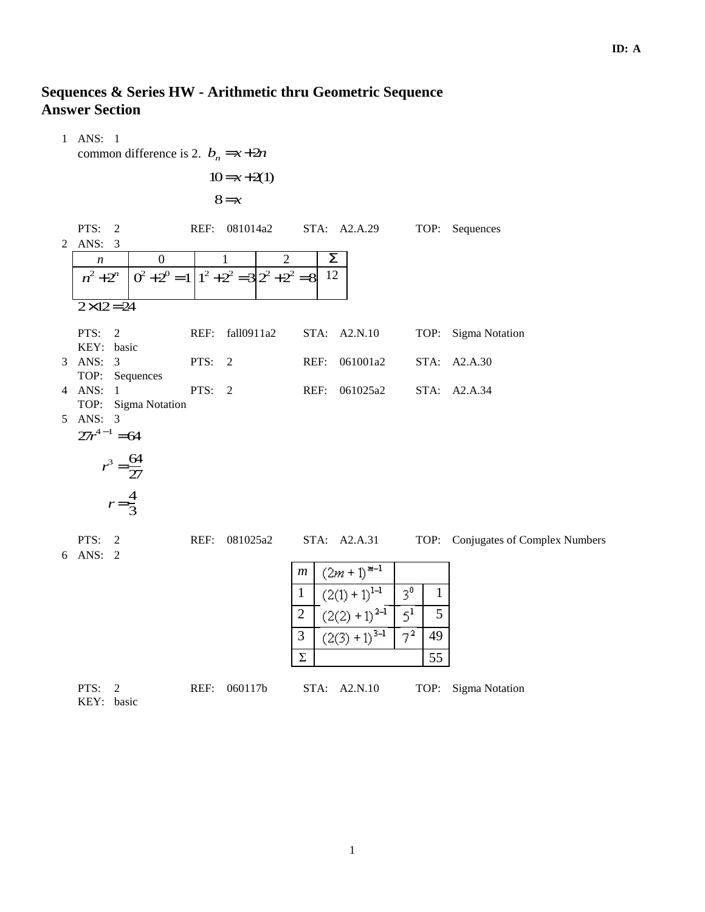ID: A

# Sequences & Series HW - Arithmetic thru Geometric Sequence
# Answer Section

1 ANS: 1

common difference is 2. $b_n = x + 2n$

$$10 = x + 2(1)$$

$$8 = x$$

PTS: 2 REF: 081014a2 STA: A2.A.29 TOP: Sequences

2 ANS: 3

| $n$ | 0 | 1 | 2 | $\Sigma$ |
|---|---|---|---|---|
| $n^2 + 2^n$ | $0^2 + 2^0 = 1$ | $1^2 + 2^2 = 3$ | $2^2 + 2^2 = 8$ | 12 |

$2 \times 12 = 24$

PTS: 2 REF: fall0911a2 STA: A2.N.10 TOP: Sigma Notation
KEY: basic

3 ANS: 3 PTS: 2 REF: 061001a2 STA: A2.A.30
TOP: Sequences

4 ANS: 1 PTS: 2 REF: 061025a2 STA: A2.A.34
TOP: Sigma Notation

5 ANS: 3

$$27r^{4-1} = 64$$

$$r^3 = \frac{64}{27}$$

$$r = \frac{4}{3}$$

PTS: 2 REF: 081025a2 STA: A2.A.31 TOP: Conjugates of Complex Numbers

6 ANS: 2

| $m$ | $(2m+1)^{m-1}$ | | |
|---|---|---|---|
| 1 | $(2(1)+1)^{1-1}$ | $3^0$ | 1 |
| 2 | $(2(2)+1)^{2-1}$ | $5^1$ | 5 |
| 3 | $(2(3)+1)^{3-1}$ | $7^2$ | 49 |
| $\Sigma$ | | | 55 |

PTS: 2 REF: 060117b STA: A2.N.10 TOP: Sigma Notation
KEY: basic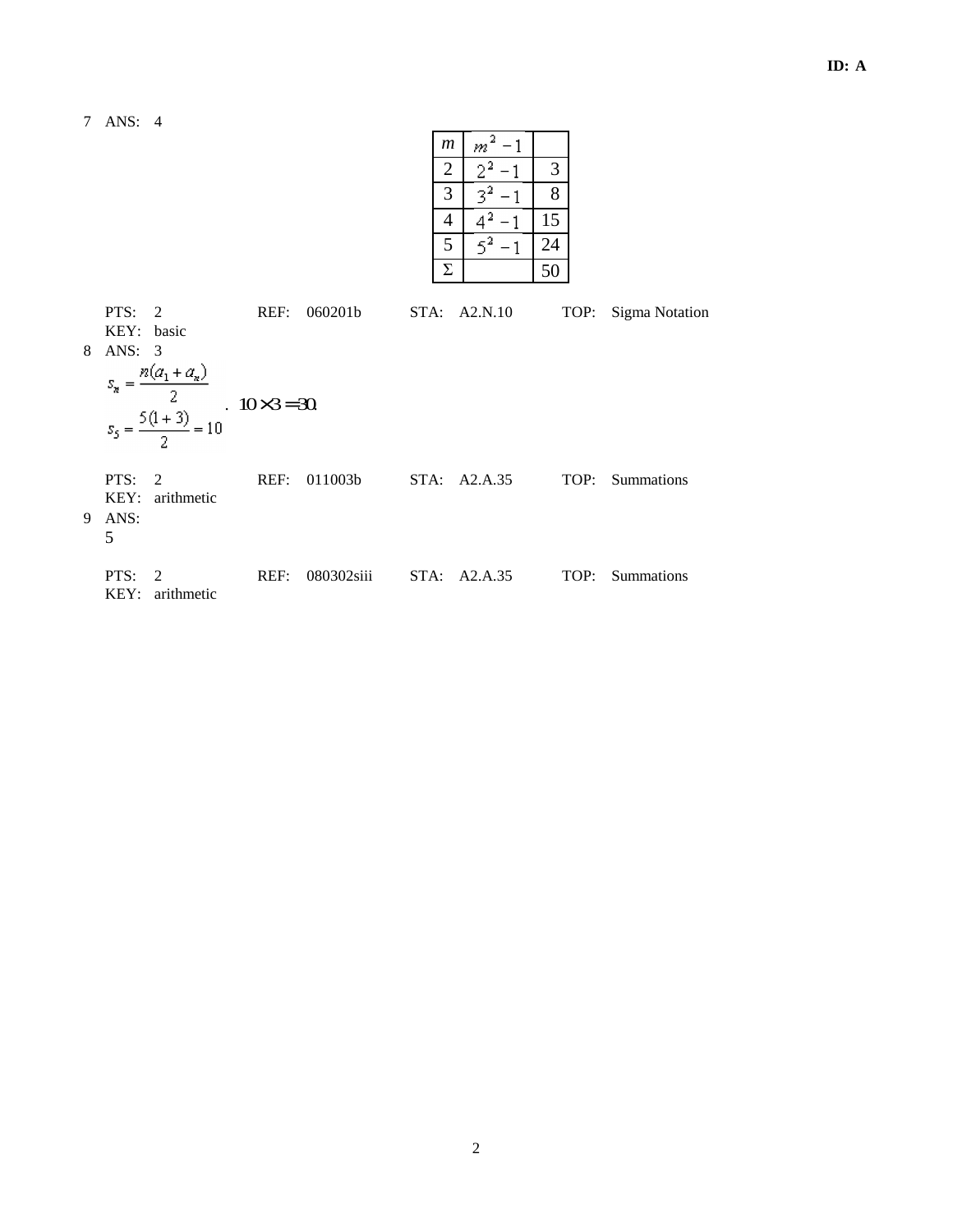7 ANS: 4

| $m$ | $m^2 - 1$ | |
|---|---|---|
| 2 | $2^2 - 1$ | 3 |
| 3 | $3^2 - 1$ | 8 |
| 4 | $4^2 - 1$ | 15 |
| 5 | $5^2 - 1$ | 24 |
| Σ | | 50 |

PTS: 2 REF: 060201b STA: A2.N.10 TOP: Sigma Notation
KEY: basic

8 ANS: 3

$$s_n = \frac{n(a_1 + a_n)}{2}$$
$$s_5 = \frac{5(1+3)}{2} = 10$$
. $10 \times 3 = 30$.

PTS: 2 REF: 011003b STA: A2.A.35 TOP: Summations
KEY: arithmetic

9 ANS:
5

PTS: 2 REF: 080302siii STA: A2.A.35 TOP: Summations
KEY: arithmetic